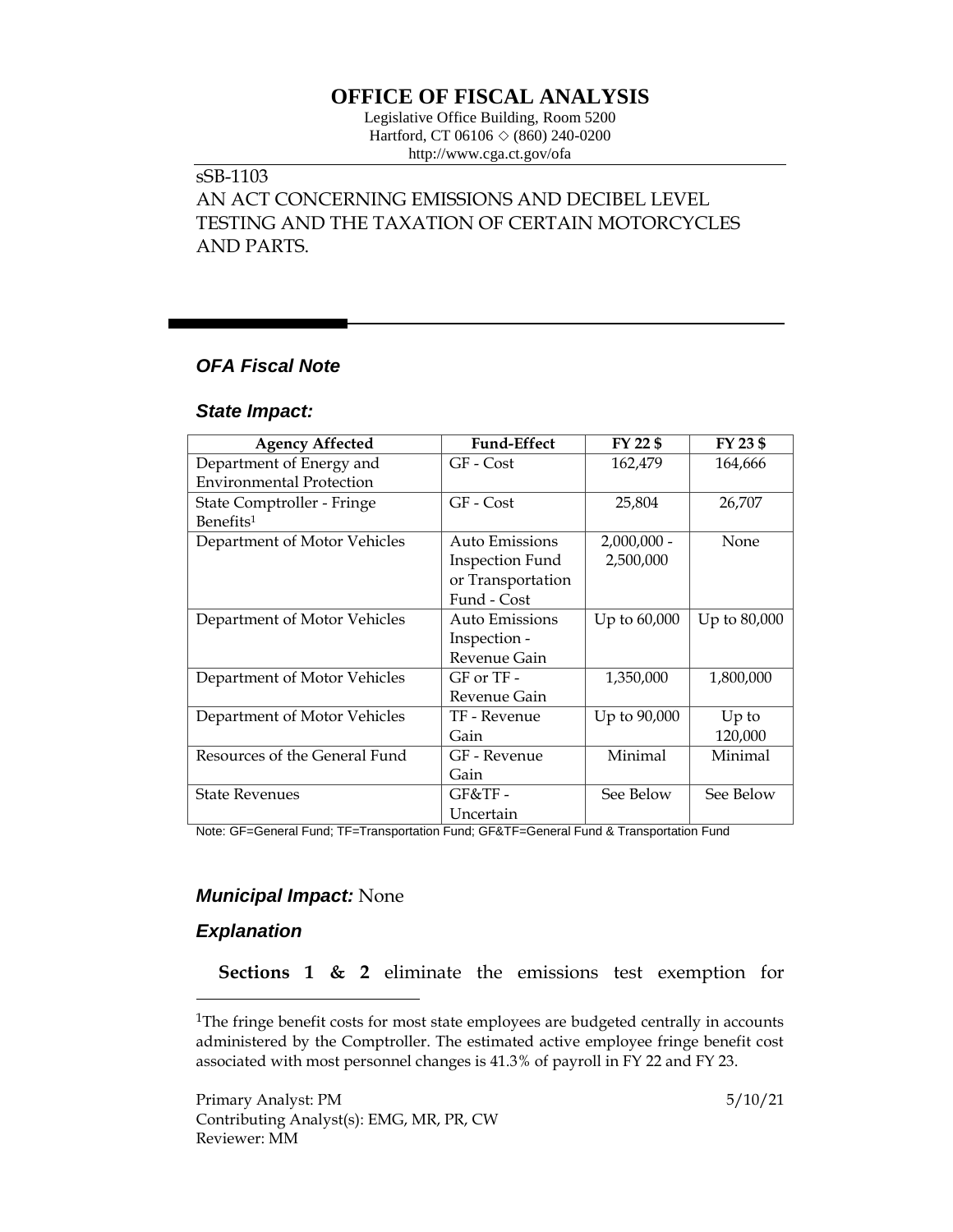# OFFICE OF FISCAL ANALYSIS

Legislative Office Building, Room 5200
Hartford, CT 06106 ◇ (860) 240-0200
http://www.cga.ct.gov/ofa

sSB-1103
AN ACT CONCERNING EMISSIONS AND DECIBEL LEVEL TESTING AND THE TAXATION OF CERTAIN MOTORCYCLES AND PARTS.

## *OFA Fiscal Note*

### *State Impact:*

| Agency Affected | Fund-Effect | FY 22 $ | FY 23 $ |
|---|---|---|---|
| Department of Energy and Environmental Protection | GF - Cost | 162,479 | 164,666 |
| State Comptroller - Fringe Benefits[1] | GF - Cost | 25,804 | 26,707 |
| Department of Motor Vehicles | Auto Emissions Inspection Fund or Transportation Fund - Cost | 2,000,000 - 2,500,000 | None |
| Department of Motor Vehicles | Auto Emissions Inspection - Revenue Gain | Up to 60,000 | Up to 80,000 |
| Department of Motor Vehicles | GF or TF - Revenue Gain | 1,350,000 | 1,800,000 |
| Department of Motor Vehicles | TF - Revenue Gain | Up to 90,000 | Up to 120,000 |
| Resources of the General Fund | GF - Revenue Gain | Minimal | Minimal |
| State Revenues | GF&TF - Uncertain | See Below | See Below |

Note: GF=General Fund; TF=Transportation Fund; GF&TF=General Fund & Transportation Fund

### *Municipal Impact:* None

### *Explanation*

**Sections 1 & 2** eliminate the emissions test exemption for

[1]The fringe benefit costs for most state employees are budgeted centrally in accounts administered by the Comptroller. The estimated active employee fringe benefit cost associated with most personnel changes is 41.3% of payroll in FY 22 and FY 23.

Primary Analyst: PM
Contributing Analyst(s): EMG, MR, PR, CW
Reviewer: MM

5/10/21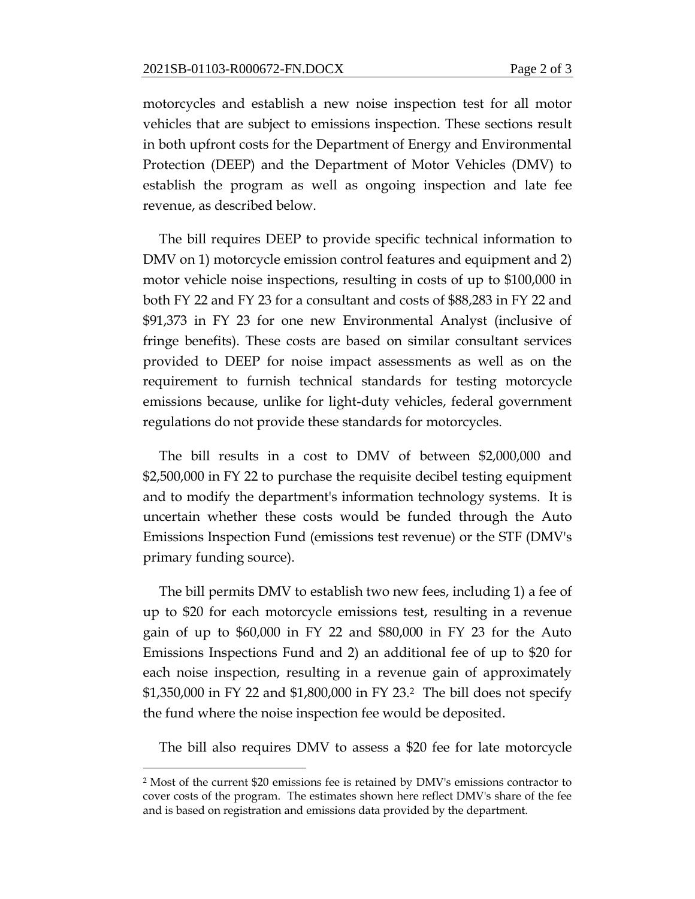motorcycles and establish a new noise inspection test for all motor vehicles that are subject to emissions inspection. These sections result in both upfront costs for the Department of Energy and Environmental Protection (DEEP) and the Department of Motor Vehicles (DMV) to establish the program as well as ongoing inspection and late fee revenue, as described below.

The bill requires DEEP to provide specific technical information to DMV on 1) motorcycle emission control features and equipment and 2) motor vehicle noise inspections, resulting in costs of up to $100,000 in both FY 22 and FY 23 for a consultant and costs of $88,283 in FY 22 and $91,373 in FY 23 for one new Environmental Analyst (inclusive of fringe benefits). These costs are based on similar consultant services provided to DEEP for noise impact assessments as well as on the requirement to furnish technical standards for testing motorcycle emissions because, unlike for light-duty vehicles, federal government regulations do not provide these standards for motorcycles.

The bill results in a cost to DMV of between $2,000,000 and $2,500,000 in FY 22 to purchase the requisite decibel testing equipment and to modify the department's information technology systems. It is uncertain whether these costs would be funded through the Auto Emissions Inspection Fund (emissions test revenue) or the STF (DMV's primary funding source).

The bill permits DMV to establish two new fees, including 1) a fee of up to $20 for each motorcycle emissions test, resulting in a revenue gain of up to $60,000 in FY 22 and $80,000 in FY 23 for the Auto Emissions Inspections Fund and 2) an additional fee of up to $20 for each noise inspection, resulting in a revenue gain of approximately $1,350,000 in FY 22 and $1,800,000 in FY 23.[2] The bill does not specify the fund where the noise inspection fee would be deposited.

The bill also requires DMV to assess a $20 fee for late motorcycle

---

[2] Most of the current $20 emissions fee is retained by DMV's emissions contractor to cover costs of the program. The estimates shown here reflect DMV's share of the fee and is based on registration and emissions data provided by the department.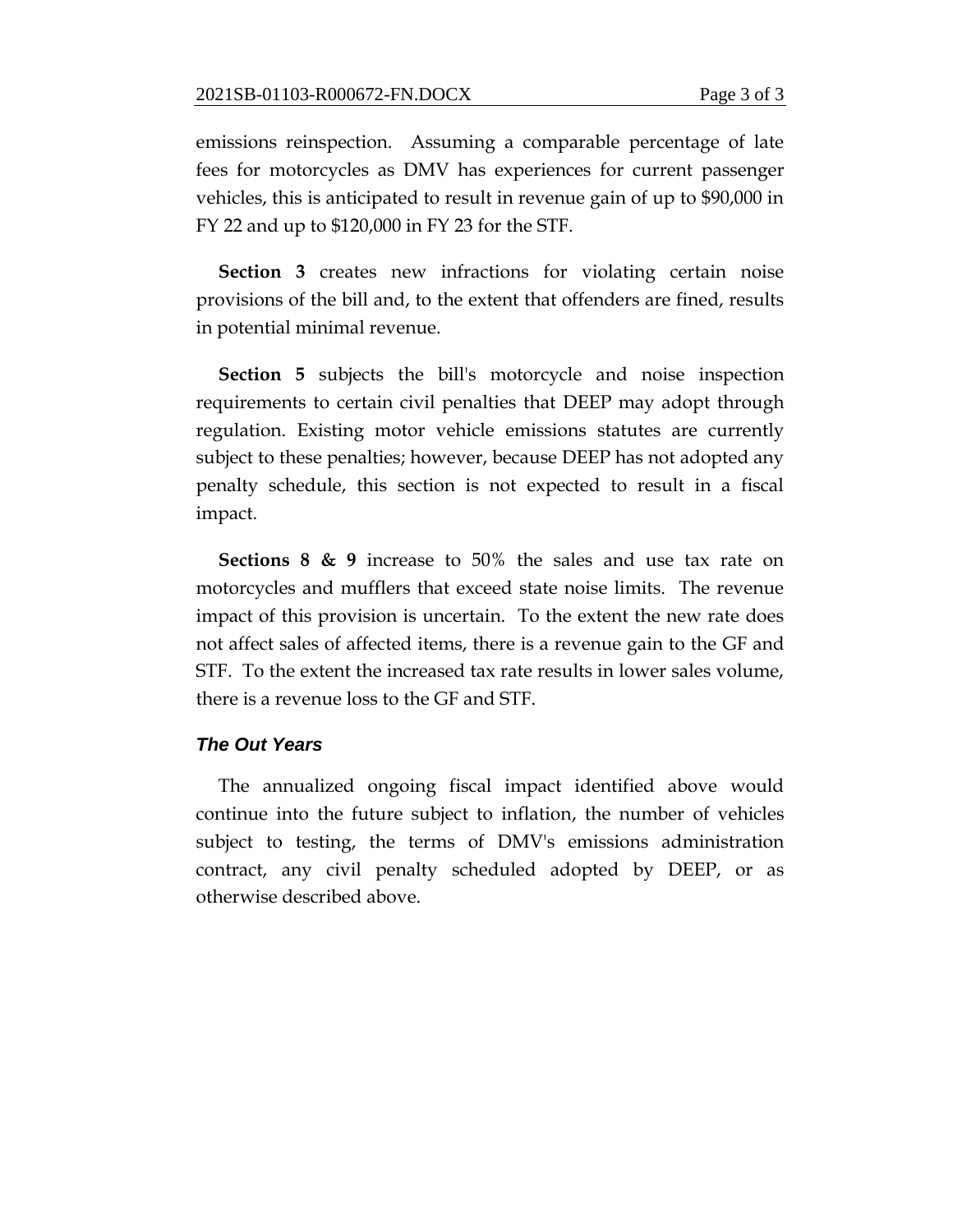emissions reinspection. Assuming a comparable percentage of late fees for motorcycles as DMV has experiences for current passenger vehicles, this is anticipated to result in revenue gain of up to $90,000 in FY 22 and up to $120,000 in FY 23 for the STF.

**Section 3** creates new infractions for violating certain noise provisions of the bill and, to the extent that offenders are fined, results in potential minimal revenue.

**Section 5** subjects the bill's motorcycle and noise inspection requirements to certain civil penalties that DEEP may adopt through regulation. Existing motor vehicle emissions statutes are currently subject to these penalties; however, because DEEP has not adopted any penalty schedule, this section is not expected to result in a fiscal impact.

**Sections 8 & 9** increase to 50% the sales and use tax rate on motorcycles and mufflers that exceed state noise limits. The revenue impact of this provision is uncertain. To the extent the new rate does not affect sales of affected items, there is a revenue gain to the GF and STF. To the extent the increased tax rate results in lower sales volume, there is a revenue loss to the GF and STF.

### *The Out Years*

The annualized ongoing fiscal impact identified above would continue into the future subject to inflation, the number of vehicles subject to testing, the terms of DMV's emissions administration contract, any civil penalty scheduled adopted by DEEP, or as otherwise described above.